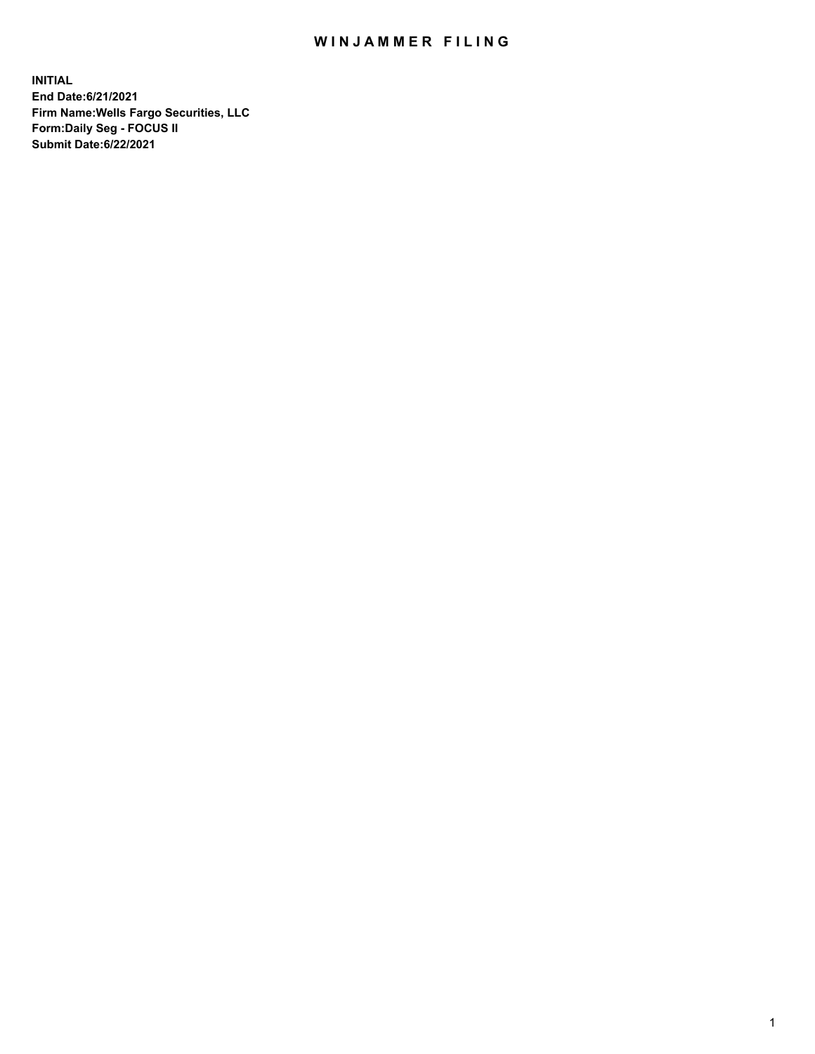# WINJAMMER FILING

**INITIAL**
**End Date:6/21/2021**
**Firm Name:Wells Fargo Securities, LLC**
**Form:Daily Seg - FOCUS II**
**Submit Date:6/22/2021**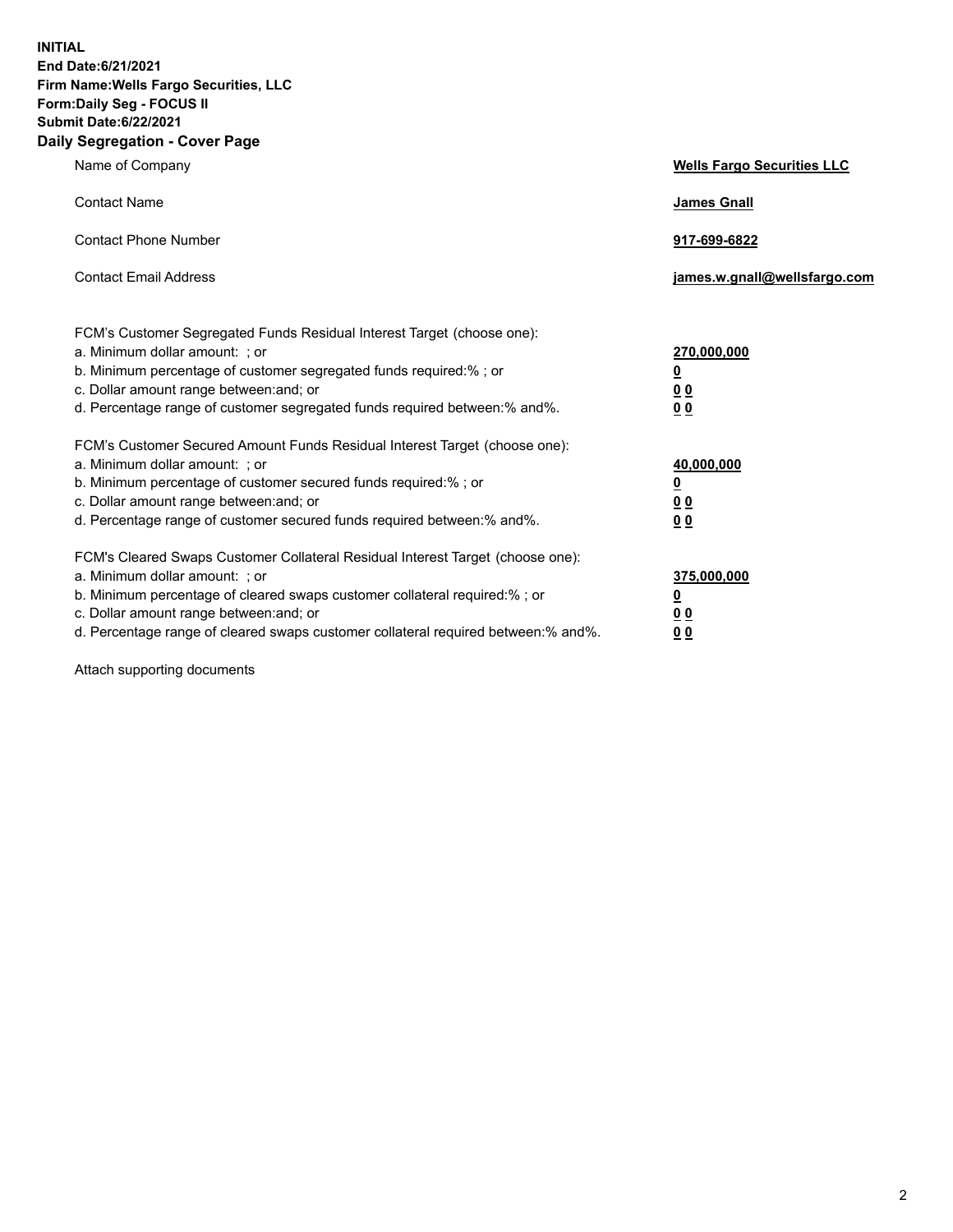**INITIAL**
**End Date:6/21/2021**
**Firm Name:Wells Fargo Securities, LLC**
**Form:Daily Seg - FOCUS II**
**Submit Date:6/22/2021**

## Daily Segregation - Cover Page

| | |
|---|---|
| Name of Company | **Wells Fargo Securities LLC** |
| Contact Name | **James Gnall** |
| Contact Phone Number | **917-699-6822** |
| Contact Email Address | **james.w.gnall@wellsfargo.com** |

| | |
|---|---|
| FCM's Customer Segregated Funds Residual Interest Target (choose one): | |
| a. Minimum dollar amount: ; or | **270,000,000** |
| b. Minimum percentage of customer segregated funds required:% ; or | **0** |
| c. Dollar amount range between:and; or | **0 0** |
| d. Percentage range of customer segregated funds required between:% and%. | **0 0** |
| FCM's Customer Secured Amount Funds Residual Interest Target (choose one): | |
| a. Minimum dollar amount: ; or | **40,000,000** |
| b. Minimum percentage of customer secured funds required:% ; or | **0** |
| c. Dollar amount range between:and; or | **0 0** |
| d. Percentage range of customer secured funds required between:% and%. | **0 0** |
| FCM's Cleared Swaps Customer Collateral Residual Interest Target (choose one): | |
| a. Minimum dollar amount: ; or | **375,000,000** |
| b. Minimum percentage of cleared swaps customer collateral required:% ; or | **0** |
| c. Dollar amount range between:and; or | **0 0** |
| d. Percentage range of cleared swaps customer collateral required between:% and%. | **0 0** |

Attach supporting documents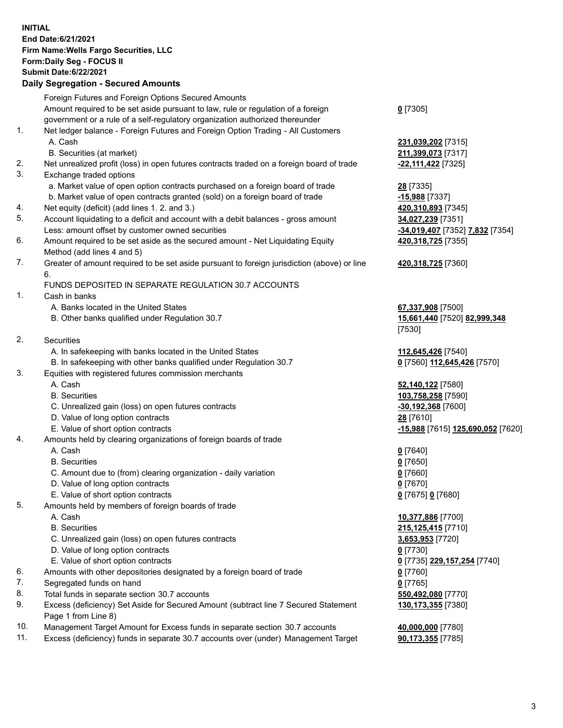**INITIAL**
**End Date:6/21/2021**
**Firm Name:Wells Fargo Securities, LLC**
**Form:Daily Seg - FOCUS II**
**Submit Date:6/22/2021**

## Daily Segregation - Secured Amounts

| | | |
|---|---|---|
| | Foreign Futures and Foreign Options Secured Amounts | |
| | Amount required to be set aside pursuant to law, rule or regulation of a foreign government or a rule of a self-regulatory organization authorized thereunder | **0** [7305] |
| 1. | Net ledger balance - Foreign Futures and Foreign Option Trading - All Customers | |
| | A. Cash | **231,039,202** [7315] |
| | B. Securities (at market) | **211,399,073** [7317] |
| 2. | Net unrealized profit (loss) in open futures contracts traded on a foreign board of trade | **-22,111,422** [7325] |
| 3. | Exchange traded options | |
| | a. Market value of open option contracts purchased on a foreign board of trade | **28** [7335] |
| | b. Market value of open contracts granted (sold) on a foreign board of trade | **-15,988** [7337] |
| 4. | Net equity (deficit) (add lines 1. 2. and 3.) | **420,310,893** [7345] |
| 5. | Account liquidating to a deficit and account with a debit balances - gross amount | **34,027,239** [7351] |
| | Less: amount offset by customer owned securities | **-34,019,407** [7352] **7,832** [7354] |
| 6. | Amount required to be set aside as the secured amount - Net Liquidating Equity Method (add lines 4 and 5) | **420,318,725** [7355] |
| 7. | Greater of amount required to be set aside pursuant to foreign jurisdiction (above) or line 6. | **420,318,725** [7360] |
| | FUNDS DEPOSITED IN SEPARATE REGULATION 30.7 ACCOUNTS | |
| 1. | Cash in banks | |
| | A. Banks located in the United States | **67,337,908** [7500] |
| | B. Other banks qualified under Regulation 30.7 | **15,661,440** [7520] **82,999,348** [7530] |
| 2. | Securities | |
| | A. In safekeeping with banks located in the United States | **112,645,426** [7540] |
| | B. In safekeeping with other banks qualified under Regulation 30.7 | **0** [7560] **112,645,426** [7570] |
| 3. | Equities with registered futures commission merchants | |
| | A. Cash | **52,140,122** [7580] |
| | B. Securities | **103,758,258** [7590] |
| | C. Unrealized gain (loss) on open futures contracts | **-30,192,368** [7600] |
| | D. Value of long option contracts | **28** [7610] |
| | E. Value of short option contracts | **-15,988** [7615] **125,690,052** [7620] |
| 4. | Amounts held by clearing organizations of foreign boards of trade | |
| | A. Cash | **0** [7640] |
| | B. Securities | **0** [7650] |
| | C. Amount due to (from) clearing organization - daily variation | **0** [7660] |
| | D. Value of long option contracts | **0** [7670] |
| | E. Value of short option contracts | **0** [7675] **0** [7680] |
| 5. | Amounts held by members of foreign boards of trade | |
| | A. Cash | **10,377,886** [7700] |
| | B. Securities | **215,125,415** [7710] |
| | C. Unrealized gain (loss) on open futures contracts | **3,653,953** [7720] |
| | D. Value of long option contracts | **0** [7730] |
| | E. Value of short option contracts | **0** [7735] **229,157,254** [7740] |
| 6. | Amounts with other depositories designated by a foreign board of trade | **0** [7760] |
| 7. | Segregated funds on hand | **0** [7765] |
| 8. | Total funds in separate section 30.7 accounts | **550,492,080** [7770] |
| 9. | Excess (deficiency) Set Aside for Secured Amount (subtract line 7 Secured Statement Page 1 from Line 8) | **130,173,355** [7380] |
| 10. | Management Target Amount for Excess funds in separate section 30.7 accounts | **40,000,000** [7780] |
| 11. | Excess (deficiency) funds in separate 30.7 accounts over (under) Management Target | **90,173,355** [7785] |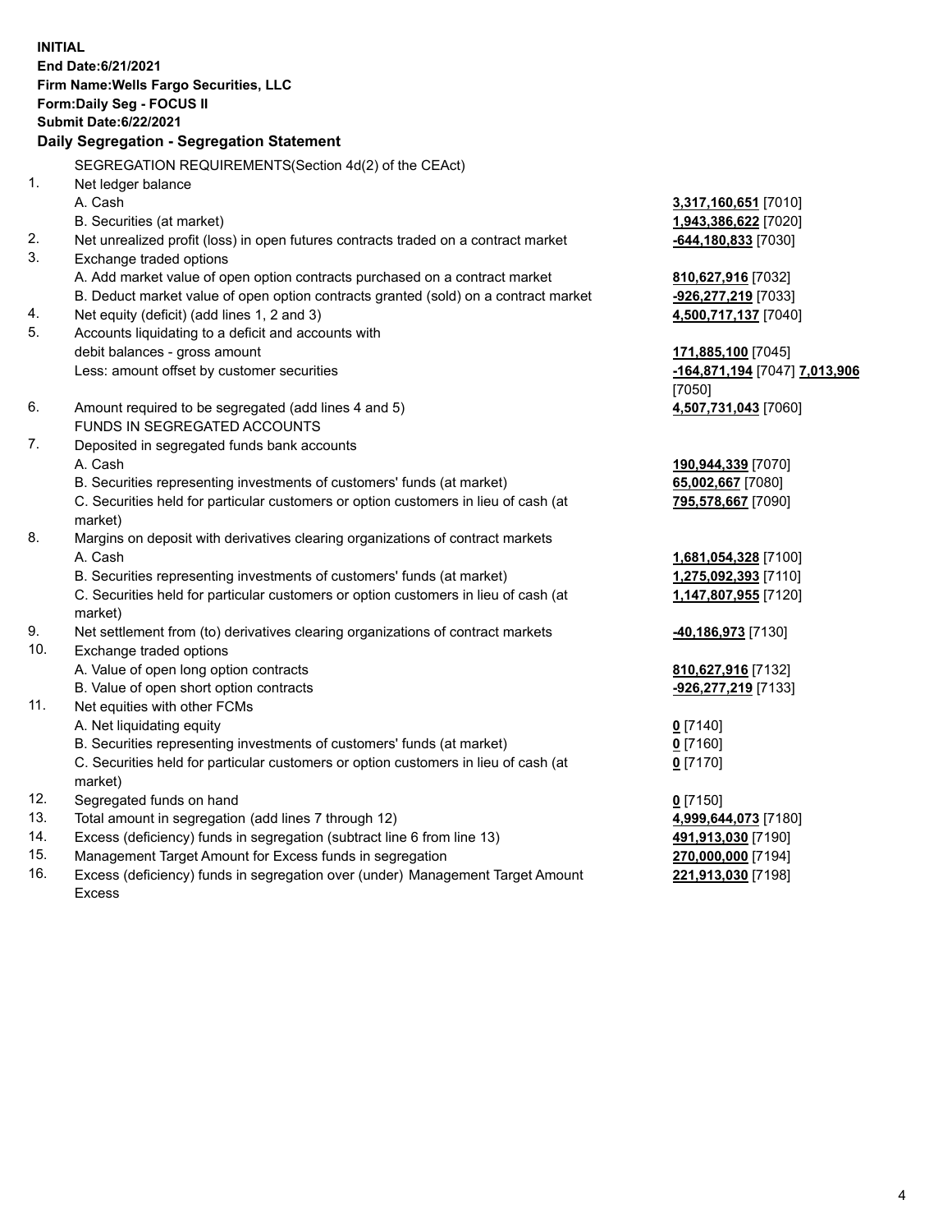**INITIAL**
**End Date:6/21/2021**
**Firm Name:Wells Fargo Securities, LLC**
**Form:Daily Seg - FOCUS II**
**Submit Date:6/22/2021**

**Daily Segregation - Segregation Statement**

| | | |
|---|---|---|
| | SEGREGATION REQUIREMENTS(Section 4d(2) of the CEAct) | |
| 1. | Net ledger balance | |
| | A. Cash | **3,317,160,651** [7010] |
| | B. Securities (at market) | **1,943,386,622** [7020] |
| 2. | Net unrealized profit (loss) in open futures contracts traded on a contract market | **-644,180,833** [7030] |
| 3. | Exchange traded options | |
| | A. Add market value of open option contracts purchased on a contract market | **810,627,916** [7032] |
| | B. Deduct market value of open option contracts granted (sold) on a contract market | **-926,277,219** [7033] |
| 4. | Net equity (deficit) (add lines 1, 2 and 3) | **4,500,717,137** [7040] |
| 5. | Accounts liquidating to a deficit and accounts with debit balances - gross amount | **171,885,100** [7045] |
| | Less: amount offset by customer securities | **-164,871,194** [7047] **7,013,906** [7050] |
| 6. | Amount required to be segregated (add lines 4 and 5) | **4,507,731,043** [7060] |
| | FUNDS IN SEGREGATED ACCOUNTS | |
| 7. | Deposited in segregated funds bank accounts | |
| | A. Cash | **190,944,339** [7070] |
| | B. Securities representing investments of customers' funds (at market) | **65,002,667** [7080] |
| | C. Securities held for particular customers or option customers in lieu of cash (at market) | **795,578,667** [7090] |
| 8. | Margins on deposit with derivatives clearing organizations of contract markets | |
| | A. Cash | **1,681,054,328** [7100] |
| | B. Securities representing investments of customers' funds (at market) | **1,275,092,393** [7110] |
| | C. Securities held for particular customers or option customers in lieu of cash (at market) | **1,147,807,955** [7120] |
| 9. | Net settlement from (to) derivatives clearing organizations of contract markets | **-40,186,973** [7130] |
| 10. | Exchange traded options | |
| | A. Value of open long option contracts | **810,627,916** [7132] |
| | B. Value of open short option contracts | **-926,277,219** [7133] |
| 11. | Net equities with other FCMs | |
| | A. Net liquidating equity | **0** [7140] |
| | B. Securities representing investments of customers' funds (at market) | **0** [7160] |
| | C. Securities held for particular customers or option customers in lieu of cash (at market) | **0** [7170] |
| 12. | Segregated funds on hand | **0** [7150] |
| 13. | Total amount in segregation (add lines 7 through 12) | **4,999,644,073** [7180] |
| 14. | Excess (deficiency) funds in segregation (subtract line 6 from line 13) | **491,913,030** [7190] |
| 15. | Management Target Amount for Excess funds in segregation | **270,000,000** [7194] |
| 16. | Excess (deficiency) funds in segregation over (under) Management Target Amount Excess | **221,913,030** [7198] |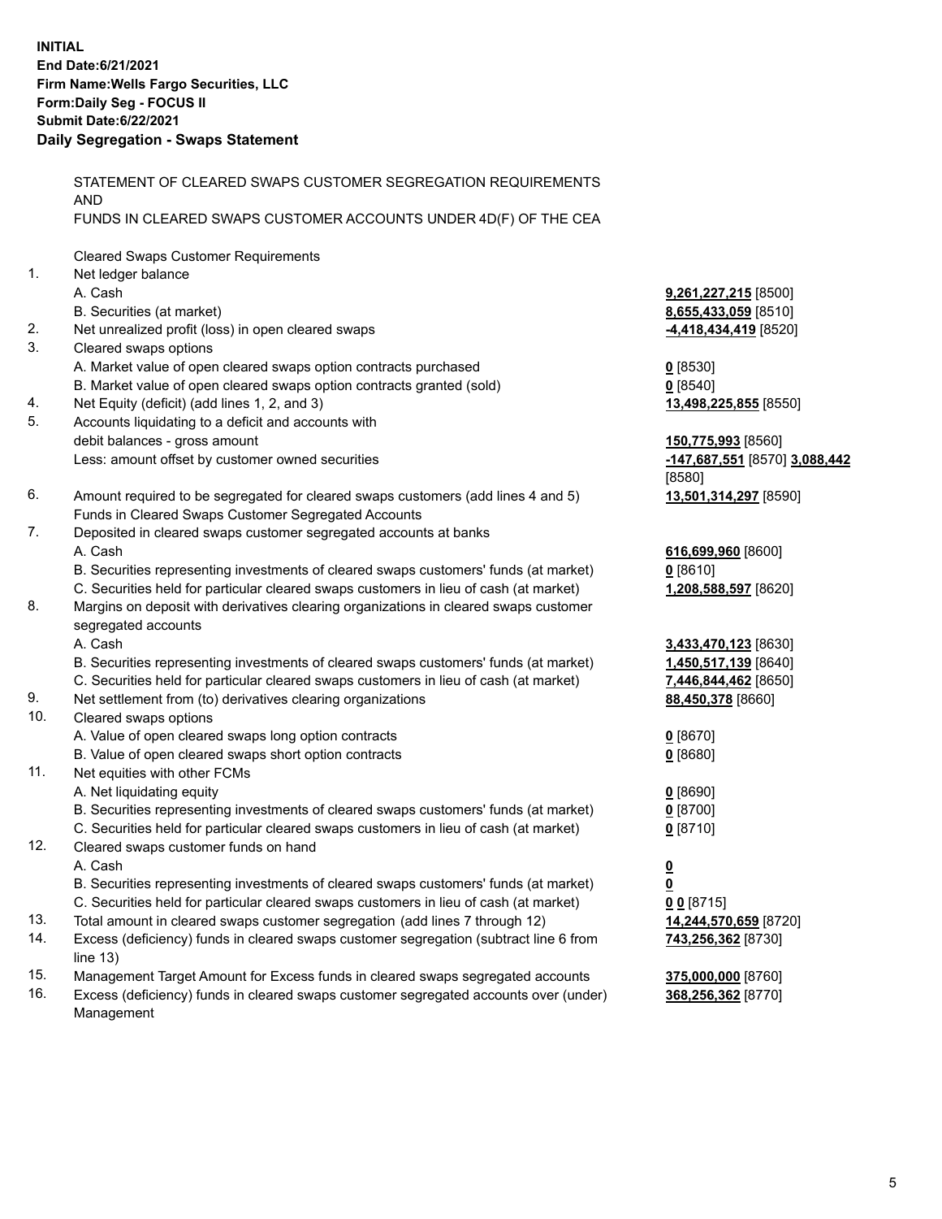**INITIAL**
**End Date:6/21/2021**
**Firm Name:Wells Fargo Securities, LLC**
**Form:Daily Seg - FOCUS II**
**Submit Date:6/22/2021**
**Daily Segregation - Swaps Statement**

STATEMENT OF CLEARED SWAPS CUSTOMER SEGREGATION REQUIREMENTS AND FUNDS IN CLEARED SWAPS CUSTOMER ACCOUNTS UNDER 4D(F) OF THE CEA

| | | |
|---|---|---|
| | Cleared Swaps Customer Requirements | |
| 1. | Net ledger balance | |
| | A. Cash | **9,261,227,215** [8500] |
| | B. Securities (at market) | **8,655,433,059** [8510] |
| 2. | Net unrealized profit (loss) in open cleared swaps | **-4,418,434,419** [8520] |
| 3. | Cleared swaps options | |
| | A. Market value of open cleared swaps option contracts purchased | **0** [8530] |
| | B. Market value of open cleared swaps option contracts granted (sold) | **0** [8540] |
| 4. | Net Equity (deficit) (add lines 1, 2, and 3) | **13,498,225,855** [8550] |
| 5. | Accounts liquidating to a deficit and accounts with debit balances - gross amount | **150,775,993** [8560] |
| | Less: amount offset by customer owned securities | **-147,687,551** [8570] **3,088,442** [8580] |
| 6. | Amount required to be segregated for cleared swaps customers (add lines 4 and 5) | **13,501,314,297** [8590] |
| | Funds in Cleared Swaps Customer Segregated Accounts | |
| 7. | Deposited in cleared swaps customer segregated accounts at banks | |
| | A. Cash | **616,699,960** [8600] |
| | B. Securities representing investments of cleared swaps customers' funds (at market) | **0** [8610] |
| | C. Securities held for particular cleared swaps customers in lieu of cash (at market) | **1,208,588,597** [8620] |
| 8. | Margins on deposit with derivatives clearing organizations in cleared swaps customer segregated accounts | |
| | A. Cash | **3,433,470,123** [8630] |
| | B. Securities representing investments of cleared swaps customers' funds (at market) | **1,450,517,139** [8640] |
| | C. Securities held for particular cleared swaps customers in lieu of cash (at market) | **7,446,844,462** [8650] |
| 9. | Net settlement from (to) derivatives clearing organizations | **88,450,378** [8660] |
| 10. | Cleared swaps options | |
| | A. Value of open cleared swaps long option contracts | **0** [8670] |
| | B. Value of open cleared swaps short option contracts | **0** [8680] |
| 11. | Net equities with other FCMs | |
| | A. Net liquidating equity | **0** [8690] |
| | B. Securities representing investments of cleared swaps customers' funds (at market) | **0** [8700] |
| | C. Securities held for particular cleared swaps customers in lieu of cash (at market) | **0** [8710] |
| 12. | Cleared swaps customer funds on hand | |
| | A. Cash | **0** |
| | B. Securities representing investments of cleared swaps customers' funds (at market) | **0** |
| | C. Securities held for particular cleared swaps customers in lieu of cash (at market) | **0** **0** [8715] |
| 13. | Total amount in cleared swaps customer segregation (add lines 7 through 12) | **14,244,570,659** [8720] |
| 14. | Excess (deficiency) funds in cleared swaps customer segregation (subtract line 6 from line 13) | **743,256,362** [8730] |
| 15. | Management Target Amount for Excess funds in cleared swaps segregated accounts | **375,000,000** [8760] |
| 16. | Excess (deficiency) funds in cleared swaps customer segregated accounts over (under) Management | **368,256,362** [8770] |